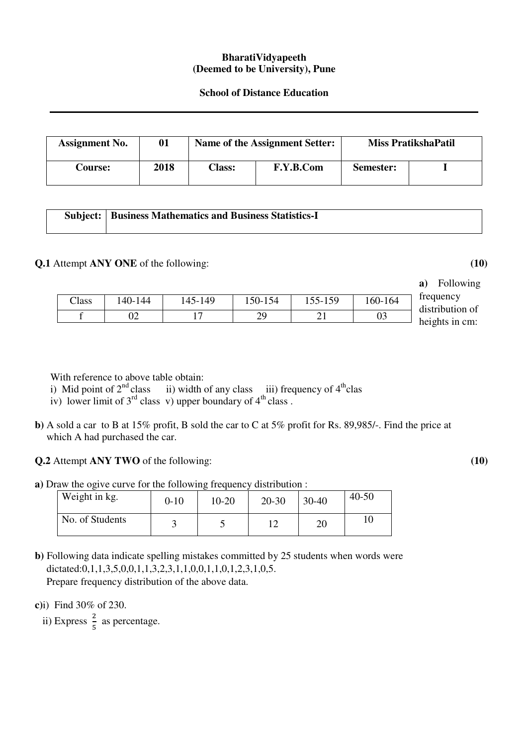**BharatiVidyapeeth**
**(Deemed to be University), Pune**

**School of Distance Education**

---

| **Assignment No.** | **01** | **Name of the Assignment Setter:** | | **Miss PratikshaPatil** | |
|---|---|---|---|---|---|
| **Course:** | **2018** | **Class:** | **F.Y.B.Com** | **Semester:** | **I** |

| **Subject:** | **Business Mathematics and Business Statistics-I** |
|---|---|

**Q.1** Attempt **ANY ONE** of the following: **(10)**

**a)** Following frequency distribution of heights in cm:

| Class | 140-144 | 145-149 | 150-154 | 155-159 | 160-164 |
|---|---|---|---|---|---|
| f | 02 | 17 | 29 | 21 | 03 |

With reference to above table obtain:
i) Mid point of 2nd class ii) width of any class iii) frequency of 4th clas
iv) lower limit of 3rd class v) upper boundary of 4th class .

**b)** A sold a car to B at 15% profit, B sold the car to C at 5% profit for Rs. 89,985/-. Find the price at which A had purchased the car.

**Q.2** Attempt **ANY TWO** of the following: **(10)**

**a)** Draw the ogive curve for the following frequency distribution :

| Weight in kg. | 0-10 | 10-20 | 20-30 | 30-40 | 40-50 |
|---|---|---|---|---|---|
| No. of Students | 3 | 5 | 12 | 20 | 10 |

**b)** Following data indicate spelling mistakes committed by 25 students when words were dictated:0,1,1,3,5,0,0,1,1,3,2,3,1,1,0,0,1,1,0,1,2,3,1,0,5.
Prepare frequency distribution of the above data.

**c)** i) Find 30% of 230.
ii) Express $\frac{2}{5}$ as percentage.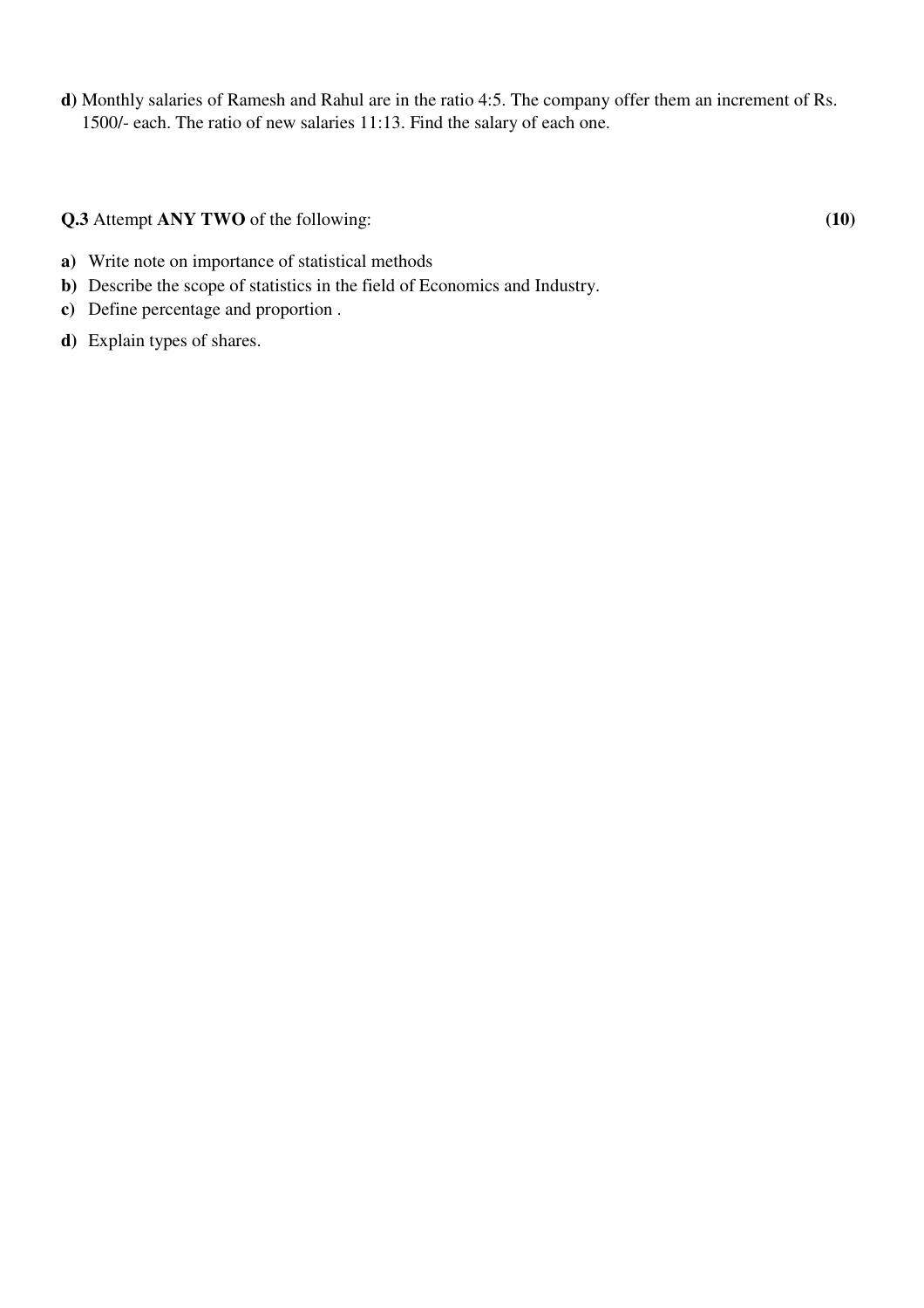**d)** Monthly salaries of Ramesh and Rahul are in the ratio 4:5. The company offer them an increment of Rs. 1500/- each. The ratio of new salaries 11:13. Find the salary of each one.

**Q.3** Attempt **ANY TWO** of the following: **(10)**

**a)** Write note on importance of statistical methods

**b)** Describe the scope of statistics in the field of Economics and Industry.

**c)** Define percentage and proportion .

**d)** Explain types of shares.